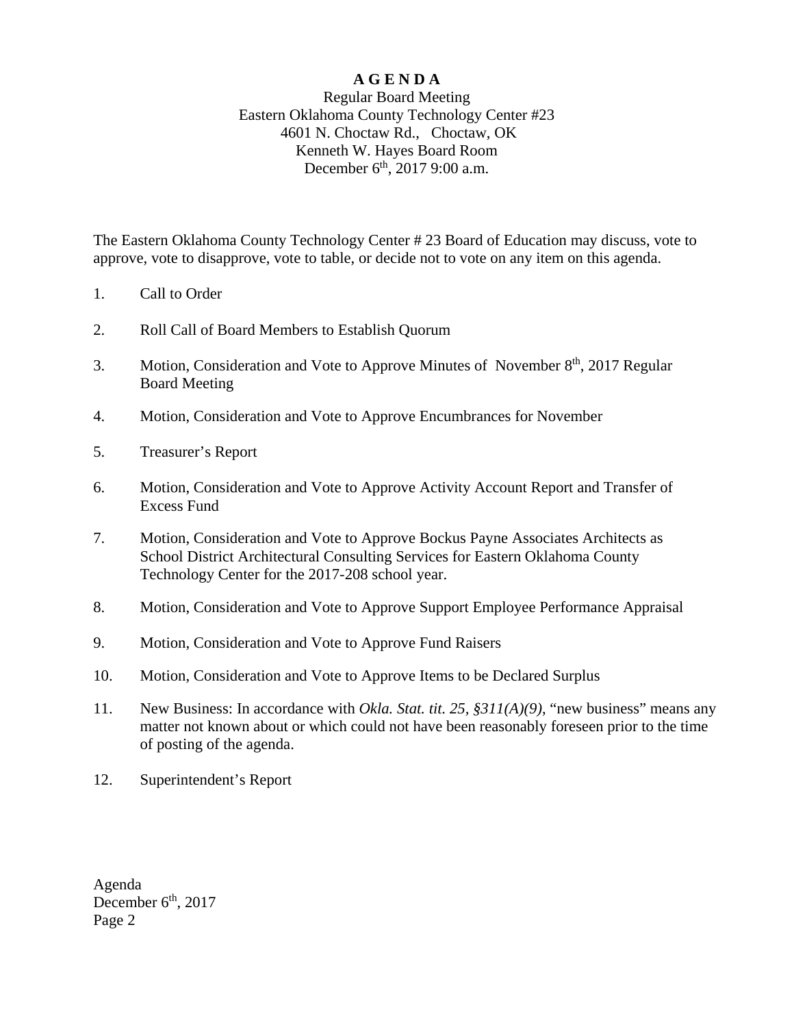# A G E N D A

Regular Board Meeting
Eastern Oklahoma County Technology Center #23
4601 N. Choctaw Rd., Choctaw, OK
Kenneth W. Hayes Board Room
December 6th, 2017 9:00 a.m.

The Eastern Oklahoma County Technology Center # 23 Board of Education may discuss, vote to approve, vote to disapprove, vote to table, or decide not to vote on any item on this agenda.

1. Call to Order

2. Roll Call of Board Members to Establish Quorum

3. Motion, Consideration and Vote to Approve Minutes of November 8th, 2017 Regular Board Meeting

4. Motion, Consideration and Vote to Approve Encumbrances for November

5. Treasurer's Report

6. Motion, Consideration and Vote to Approve Activity Account Report and Transfer of Excess Fund

7. Motion, Consideration and Vote to Approve Bockus Payne Associates Architects as School District Architectural Consulting Services for Eastern Oklahoma County Technology Center for the 2017-208 school year.

8. Motion, Consideration and Vote to Approve Support Employee Performance Appraisal

9. Motion, Consideration and Vote to Approve Fund Raisers

10. Motion, Consideration and Vote to Approve Items to be Declared Surplus

11. New Business: In accordance with *Okla. Stat. tit. 25, §311(A)(9)*, "new business" means any matter not known about or which could not have been reasonably foreseen prior to the time of posting of the agenda.

12. Superintendent's Report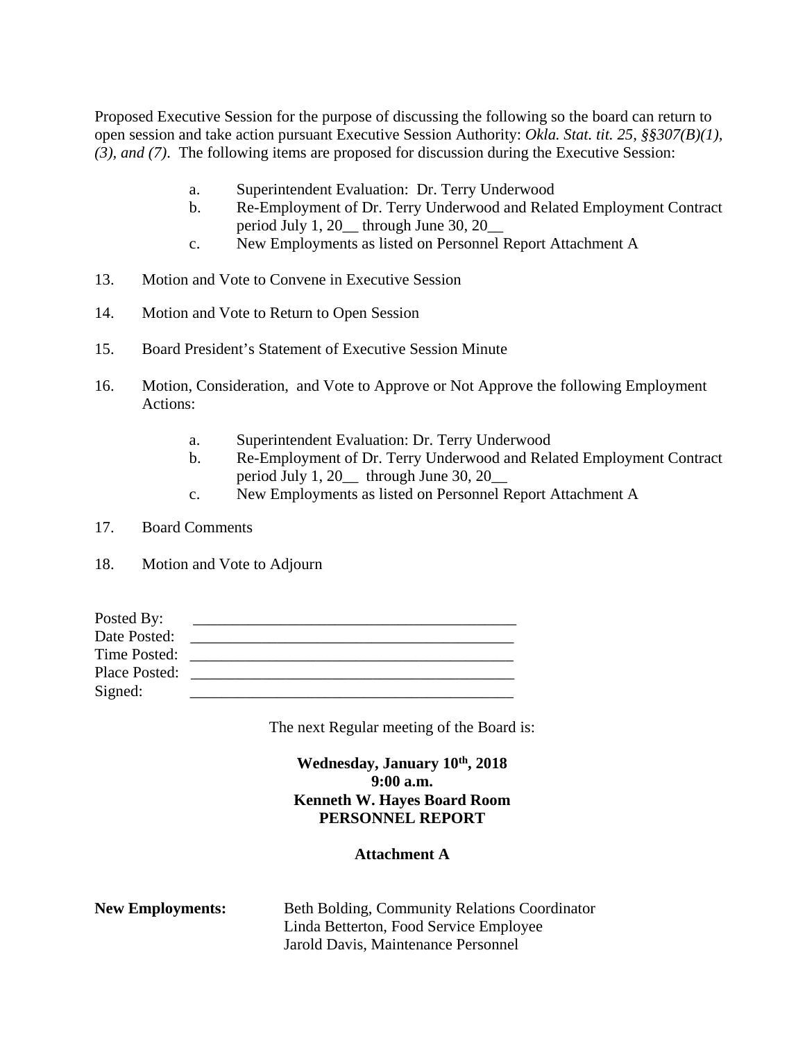Proposed Executive Session for the purpose of discussing the following so the board can return to open session and take action pursuant Executive Session Authority: *Okla. Stat. tit. 25, §§307(B)(1), (3), and (7)*. The following items are proposed for discussion during the Executive Session:

a. Superintendent Evaluation: Dr. Terry Underwood
b. Re-Employment of Dr. Terry Underwood and Related Employment Contract period July 1, 20__ through June 30, 20__
c. New Employments as listed on Personnel Report Attachment A

13. Motion and Vote to Convene in Executive Session

14. Motion and Vote to Return to Open Session

15. Board President's Statement of Executive Session Minute

16. Motion, Consideration, and Vote to Approve or Not Approve the following Employment Actions:

    a. Superintendent Evaluation: Dr. Terry Underwood
    b. Re-Employment of Dr. Terry Underwood and Related Employment Contract period July 1, 20__ through June 30, 20__
    c. New Employments as listed on Personnel Report Attachment A

17. Board Comments

18. Motion and Vote to Adjourn

Posted By: ___________________________________________
Date Posted: ___________________________________________
Time Posted: ___________________________________________
Place Posted: ___________________________________________
Signed: ___________________________________________

The next Regular meeting of the Board is:

**Wednesday, January 10th, 2018**
**9:00 a.m.**
**Kenneth W. Hayes Board Room**
**PERSONNEL REPORT**

**Attachment A**

**New Employments:**
Beth Bolding, Community Relations Coordinator
Linda Betterton, Food Service Employee
Jarold Davis, Maintenance Personnel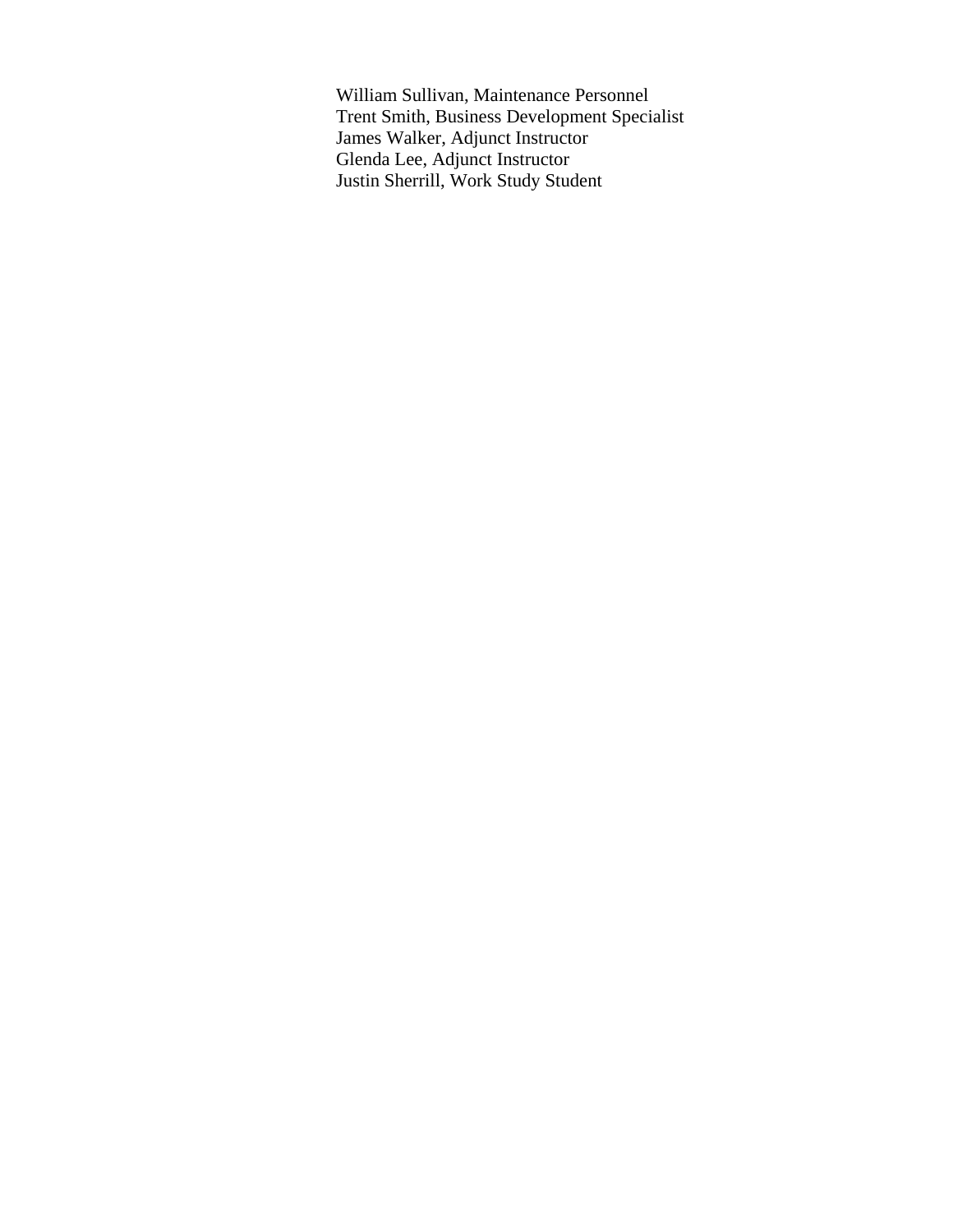William Sullivan, Maintenance Personnel
Trent Smith, Business Development Specialist
James Walker, Adjunct Instructor
Glenda Lee, Adjunct Instructor
Justin Sherrill, Work Study Student